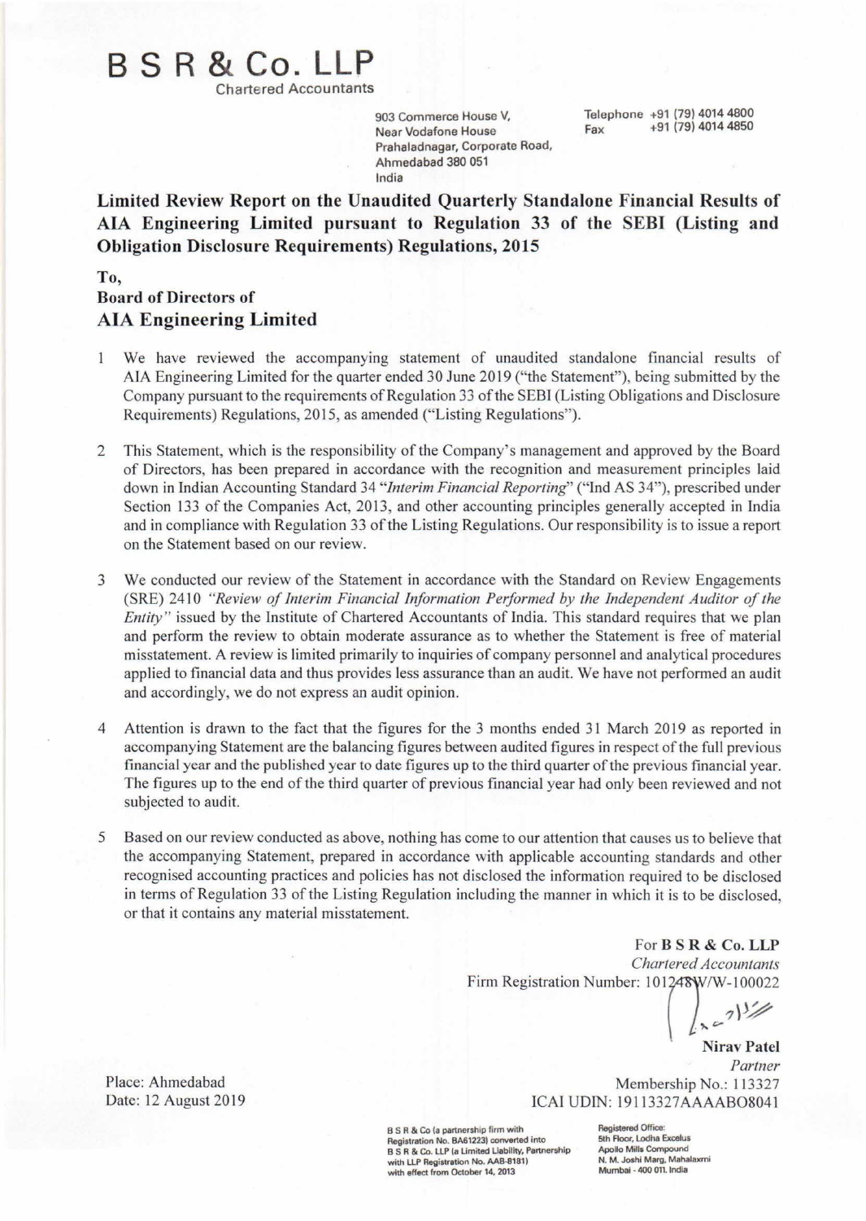# B S R & Co. LLP

Chartered Accountants

903 Commerce House V,
Near Vodafone House
Prahaladnagar, Corporate Road,
Ahmedabad 380 051
India

Telephone +91 (79) 4014 4800
Fax +91 (79) 4014 4850

## Limited Review Report on the Unaudited Quarterly Standalone Financial Results of AIA Engineering Limited pursuant to Regulation 33 of the SEBI (Listing and Obligation Disclosure Requirements) Regulations, 2015

**To,**
**Board of Directors of**
**AIA Engineering Limited**

1. We have reviewed the accompanying statement of unaudited standalone financial results of AIA Engineering Limited for the quarter ended 30 June 2019 ("the Statement"), being submitted by the Company pursuant to the requirements of Regulation 33 of the SEBI (Listing Obligations and Disclosure Requirements) Regulations, 2015, as amended ("Listing Regulations").

2. This Statement, which is the responsibility of the Company's management and approved by the Board of Directors, has been prepared in accordance with the recognition and measurement principles laid down in Indian Accounting Standard 34 "*Interim Financial Reporting*" ("Ind AS 34"), prescribed under Section 133 of the Companies Act, 2013, and other accounting principles generally accepted in India and in compliance with Regulation 33 of the Listing Regulations. Our responsibility is to issue a report on the Statement based on our review.

3. We conducted our review of the Statement in accordance with the Standard on Review Engagements (SRE) 2410 *"Review of Interim Financial Information Performed by the Independent Auditor of the Entity"* issued by the Institute of Chartered Accountants of India. This standard requires that we plan and perform the review to obtain moderate assurance as to whether the Statement is free of material misstatement. A review is limited primarily to inquiries of company personnel and analytical procedures applied to financial data and thus provides less assurance than an audit. We have not performed an audit and accordingly, we do not express an audit opinion.

4. Attention is drawn to the fact that the figures for the 3 months ended 31 March 2019 as reported in accompanying Statement are the balancing figures between audited figures in respect of the full previous financial year and the published year to date figures up to the third quarter of the previous financial year. The figures up to the end of the third quarter of previous financial year had only been reviewed and not subjected to audit.

5. Based on our review conducted as above, nothing has come to our attention that causes us to believe that the accompanying Statement, prepared in accordance with applicable accounting standards and other recognised accounting practices and policies has not disclosed the information required to be disclosed in terms of Regulation 33 of the Listing Regulation including the manner in which it is to be disclosed, or that it contains any material misstatement.

For **B S R & Co. LLP**
*Chartered Accountants*
Firm Registration Number: 101248W/W-100022

**Nirav Patel**
*Partner*
Membership No.: 113327
ICAI UDIN: 19113327AAAABO8041

Place: Ahmedabad
Date: 12 August 2019

B S R & Co (a partnership firm with Registration No. BA61223) converted into B S R & Co. LLP (a Limited Liability, Partnership with LLP Registration No. AAB-8181) with effect from October 14, 2013

Registered Office:
5th Floor, Lodha Excelus
Apollo Mills Compound
N. M. Joshi Marg, Mahalaxmi
Mumbai - 400 011. India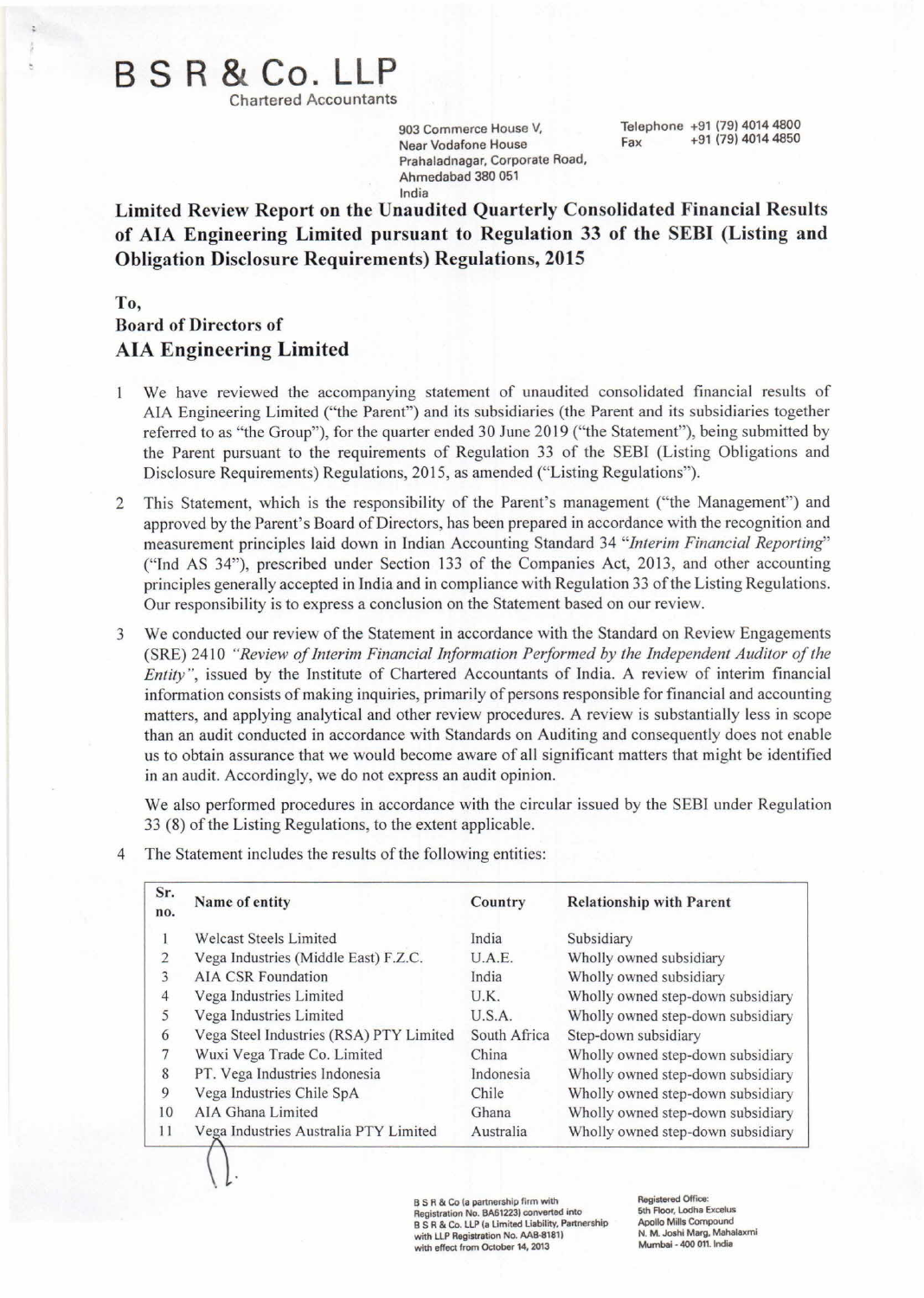# B S R & Co. LLP

Chartered Accountants

903 Commerce House V,
Near Vodafone House
Prahaladnagar, Corporate Road,
Ahmedabad 380 051
India

Telephone +91 (79) 4014 4800
Fax +91 (79) 4014 4850

## Limited Review Report on the Unaudited Quarterly Consolidated Financial Results of AIA Engineering Limited pursuant to Regulation 33 of the SEBI (Listing and Obligation Disclosure Requirements) Regulations, 2015

**To,**
**Board of Directors of**
**AIA Engineering Limited**

1 We have reviewed the accompanying statement of unaudited consolidated financial results of AIA Engineering Limited ("the Parent") and its subsidiaries (the Parent and its subsidiaries together referred to as "the Group"), for the quarter ended 30 June 2019 ("the Statement"), being submitted by the Parent pursuant to the requirements of Regulation 33 of the SEBI (Listing Obligations and Disclosure Requirements) Regulations, 2015, as amended ("Listing Regulations").

2 This Statement, which is the responsibility of the Parent's management ("the Management") and approved by the Parent's Board of Directors, has been prepared in accordance with the recognition and measurement principles laid down in Indian Accounting Standard 34 "*Interim Financial Reporting*" ("Ind AS 34"), prescribed under Section 133 of the Companies Act, 2013, and other accounting principles generally accepted in India and in compliance with Regulation 33 of the Listing Regulations. Our responsibility is to express a conclusion on the Statement based on our review.

3 We conducted our review of the Statement in accordance with the Standard on Review Engagements (SRE) 2410 *"Review of Interim Financial Information Performed by the Independent Auditor of the Entity"*, issued by the Institute of Chartered Accountants of India. A review of interim financial information consists of making inquiries, primarily of persons responsible for financial and accounting matters, and applying analytical and other review procedures. A review is substantially less in scope than an audit conducted in accordance with Standards on Auditing and consequently does not enable us to obtain assurance that we would become aware of all significant matters that might be identified in an audit. Accordingly, we do not express an audit opinion.

We also performed procedures in accordance with the circular issued by the SEBI under Regulation 33 (8) of the Listing Regulations, to the extent applicable.

4 The Statement includes the results of the following entities:

| Sr. no. | Name of entity | Country | Relationship with Parent |
|---|---|---|---|
| 1 | Welcast Steels Limited | India | Subsidiary |
| 2 | Vega Industries (Middle East) F.Z.C. | U.A.E. | Wholly owned subsidiary |
| 3 | AIA CSR Foundation | India | Wholly owned subsidiary |
| 4 | Vega Industries Limited | U.K. | Wholly owned step-down subsidiary |
| 5 | Vega Industries Limited | U.S.A. | Wholly owned step-down subsidiary |
| 6 | Vega Steel Industries (RSA) PTY Limited | South Africa | Step-down subsidiary |
| 7 | Wuxi Vega Trade Co. Limited | China | Wholly owned step-down subsidiary |
| 8 | PT. Vega Industries Indonesia | Indonesia | Wholly owned step-down subsidiary |
| 9 | Vega Industries Chile SpA | Chile | Wholly owned step-down subsidiary |
| 10 | AIA Ghana Limited | Ghana | Wholly owned step-down subsidiary |
| 11 | Vega Industries Australia PTY Limited | Australia | Wholly owned step-down subsidiary |

B S R & Co (a partnership firm with Registration No. BA61223) converted into B S R & Co. LLP (a Limited Liability, Partnership with LLP Registration No. AAB-8181) with effect from October 14, 2013

Registered Office:
5th Floor, Lodha Excelus
Apollo Mills Compound
N. M. Joshi Marg, Mahalaxmi
Mumbai - 400 011. India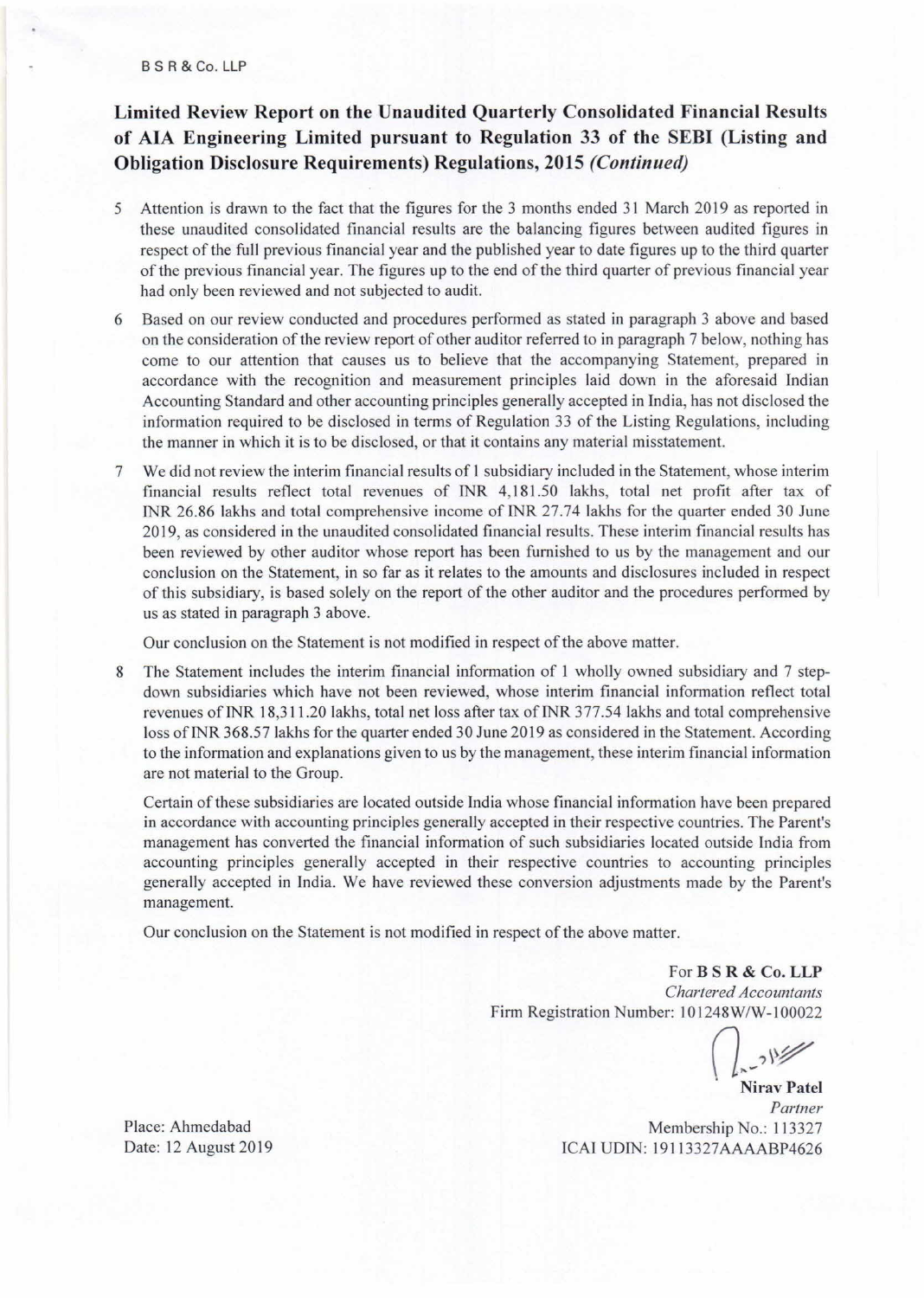## Limited Review Report on the Unaudited Quarterly Consolidated Financial Results of AIA Engineering Limited pursuant to Regulation 33 of the SEBI (Listing and Obligation Disclosure Requirements) Regulations, 2015 *(Continued)*

5 Attention is drawn to the fact that the figures for the 3 months ended 31 March 2019 as reported in these unaudited consolidated financial results are the balancing figures between audited figures in respect of the full previous financial year and the published year to date figures up to the third quarter of the previous financial year. The figures up to the end of the third quarter of previous financial year had only been reviewed and not subjected to audit.

6 Based on our review conducted and procedures performed as stated in paragraph 3 above and based on the consideration of the review report of other auditor referred to in paragraph 7 below, nothing has come to our attention that causes us to believe that the accompanying Statement, prepared in accordance with the recognition and measurement principles laid down in the aforesaid Indian Accounting Standard and other accounting principles generally accepted in India, has not disclosed the information required to be disclosed in terms of Regulation 33 of the Listing Regulations, including the manner in which it is to be disclosed, or that it contains any material misstatement.

7 We did not review the interim financial results of 1 subsidiary included in the Statement, whose interim financial results reflect total revenues of INR 4,181.50 lakhs, total net profit after tax of INR 26.86 lakhs and total comprehensive income of INR 27.74 lakhs for the quarter ended 30 June 2019, as considered in the unaudited consolidated financial results. These interim financial results has been reviewed by other auditor whose report has been furnished to us by the management and our conclusion on the Statement, in so far as it relates to the amounts and disclosures included in respect of this subsidiary, is based solely on the report of the other auditor and the procedures performed by us as stated in paragraph 3 above.

Our conclusion on the Statement is not modified in respect of the above matter.

8 The Statement includes the interim financial information of 1 wholly owned subsidiary and 7 step-down subsidiaries which have not been reviewed, whose interim financial information reflect total revenues of INR 18,311.20 lakhs, total net loss after tax of INR 377.54 lakhs and total comprehensive loss of INR 368.57 lakhs for the quarter ended 30 June 2019 as considered in the Statement. According to the information and explanations given to us by the management, these interim financial information are not material to the Group.

Certain of these subsidiaries are located outside India whose financial information have been prepared in accordance with accounting principles generally accepted in their respective countries. The Parent's management has converted the financial information of such subsidiaries located outside India from accounting principles generally accepted in their respective countries to accounting principles generally accepted in India. We have reviewed these conversion adjustments made by the Parent's management.

Our conclusion on the Statement is not modified in respect of the above matter.

For **B S R & Co. LLP**
*Chartered Accountants*
Firm Registration Number: 101248W/W-100022

**Nirav Patel**
*Partner*
Membership No.: 113327
ICAI UDIN: 19113327AAAABP4626

Place: Ahmedabad
Date: 12 August 2019